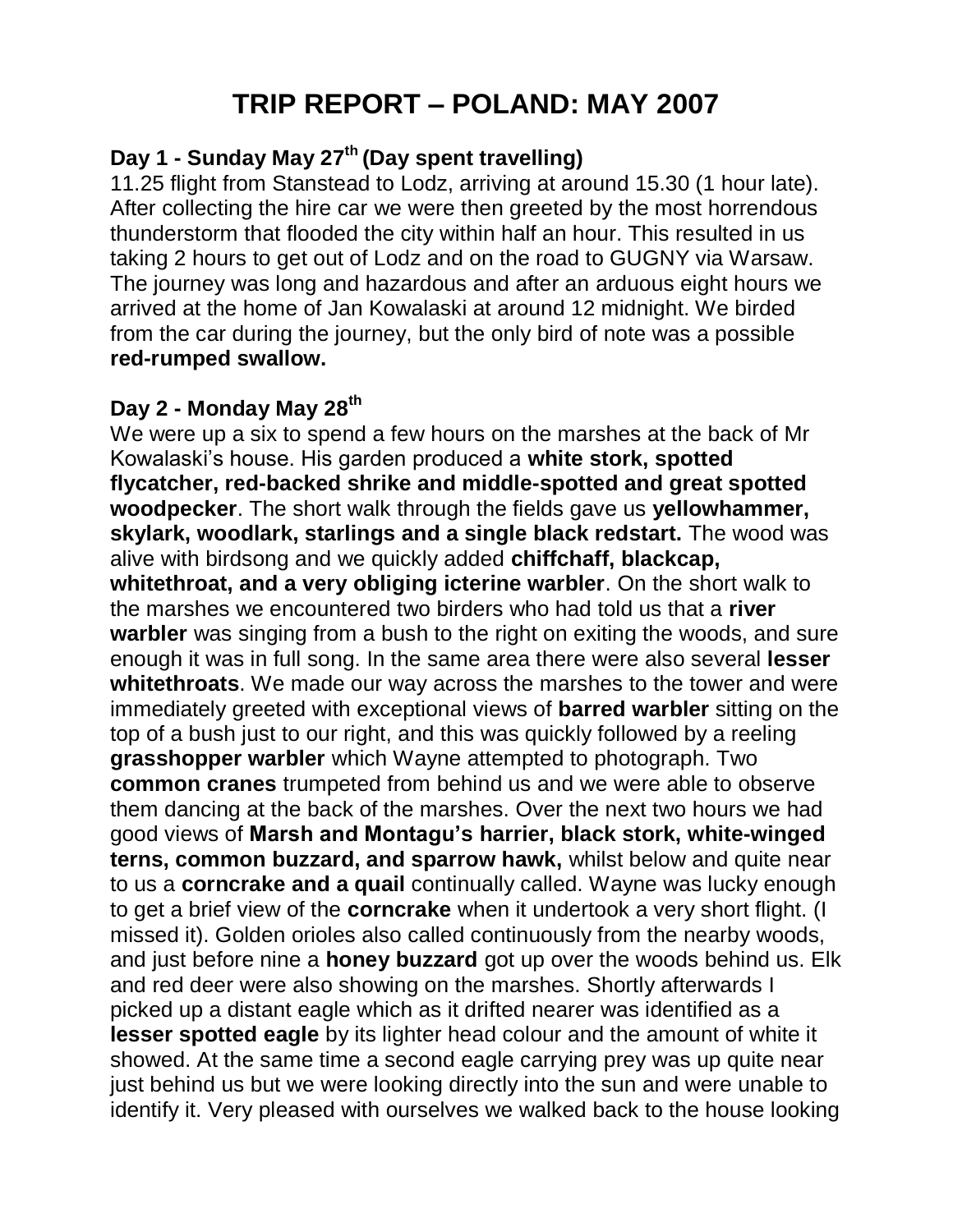# TRIP REPORT – POLAND: MAY 2007

## Day 1 - Sunday May 27th (Day spent travelling)

11.25 flight from Stanstead to Lodz, arriving at around 15.30 (1 hour late). After collecting the hire car we were then greeted by the most horrendous thunderstorm that flooded the city within half an hour. This resulted in us taking 2 hours to get out of Lodz and on the road to GUGNY via Warsaw. The journey was long and hazardous and after an arduous eight hours we arrived at the home of Jan Kowalaski at around 12 midnight. We birded from the car during the journey, but the only bird of note was a possible **red-rumped swallow.**

## Day 2 - Monday May 28th

We were up a six to spend a few hours on the marshes at the back of Mr Kowalaski's house. His garden produced a **white stork, spotted flycatcher, red-backed shrike and middle-spotted and great spotted woodpecker**. The short walk through the fields gave us **yellowhammer, skylark, woodlark, starlings and a single black redstart.** The wood was alive with birdsong and we quickly added **chiffchaff, blackcap, whitethroat, and a very obliging icterine warbler**. On the short walk to the marshes we encountered two birders who had told us that a **river warbler** was singing from a bush to the right on exiting the woods, and sure enough it was in full song. In the same area there were also several **lesser whitethroats**. We made our way across the marshes to the tower and were immediately greeted with exceptional views of **barred warbler** sitting on the top of a bush just to our right, and this was quickly followed by a reeling **grasshopper warbler** which Wayne attempted to photograph. Two **common cranes** trumpeted from behind us and we were able to observe them dancing at the back of the marshes. Over the next two hours we had good views of **Marsh and Montagu's harrier, black stork, white-winged terns, common buzzard, and sparrow hawk,** whilst below and quite near to us a **corncrake and a quail** continually called. Wayne was lucky enough to get a brief view of the **corncrake** when it undertook a very short flight. (I missed it). Golden orioles also called continuously from the nearby woods, and just before nine a **honey buzzard** got up over the woods behind us. Elk and red deer were also showing on the marshes. Shortly afterwards I picked up a distant eagle which as it drifted nearer was identified as a **lesser spotted eagle** by its lighter head colour and the amount of white it showed. At the same time a second eagle carrying prey was up quite near just behind us but we were looking directly into the sun and were unable to identify it. Very pleased with ourselves we walked back to the house looking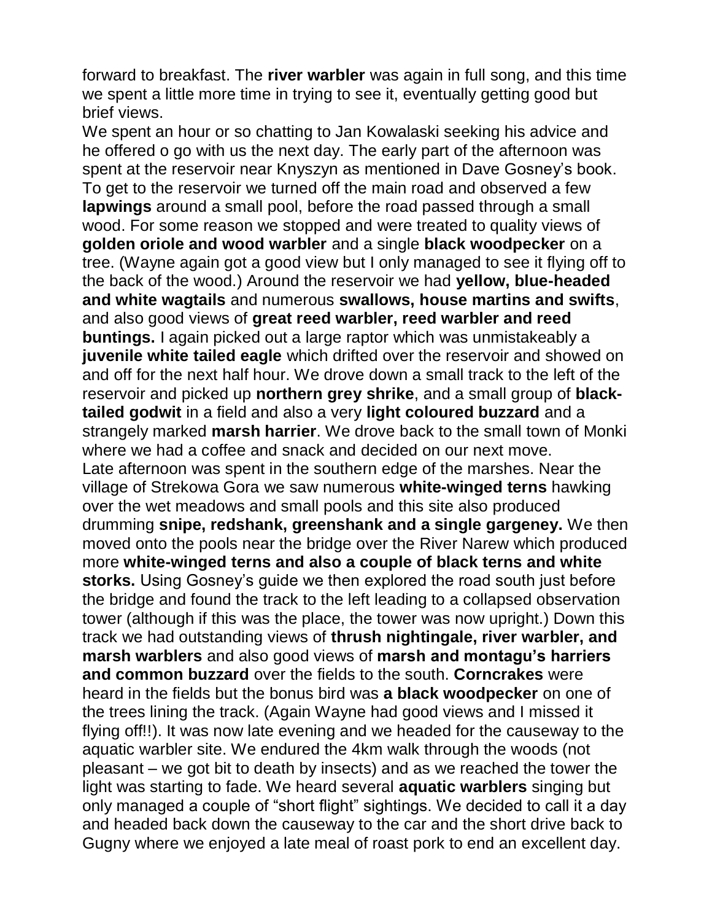forward to breakfast. The **river warbler** was again in full song, and this time we spent a little more time in trying to see it, eventually getting good but brief views.

We spent an hour or so chatting to Jan Kowalaski seeking his advice and he offered o go with us the next day. The early part of the afternoon was spent at the reservoir near Knyszyn as mentioned in Dave Gosney's book. To get to the reservoir we turned off the main road and observed a few **lapwings** around a small pool, before the road passed through a small wood. For some reason we stopped and were treated to quality views of **golden oriole and wood warbler** and a single **black woodpecker** on a tree. (Wayne again got a good view but I only managed to see it flying off to the back of the wood.) Around the reservoir we had **yellow, blue-headed and white wagtails** and numerous **swallows, house martins and swifts**, and also good views of **great reed warbler, reed warbler and reed buntings.** I again picked out a large raptor which was unmistakeably a **juvenile white tailed eagle** which drifted over the reservoir and showed on and off for the next half hour. We drove down a small track to the left of the reservoir and picked up **northern grey shrike**, and a small group of **black-tailed godwit** in a field and also a very **light coloured buzzard** and a strangely marked **marsh harrier**. We drove back to the small town of Monki where we had a coffee and snack and decided on our next move.

Late afternoon was spent in the southern edge of the marshes. Near the village of Strekowa Gora we saw numerous **white-winged terns** hawking over the wet meadows and small pools and this site also produced drumming **snipe, redshank, greenshank and a single gargeney.** We then moved onto the pools near the bridge over the River Narew which produced more **white-winged terns and also a couple of black terns and white storks.** Using Gosney's guide we then explored the road south just before the bridge and found the track to the left leading to a collapsed observation tower (although if this was the place, the tower was now upright.) Down this track we had outstanding views of **thrush nightingale, river warbler, and marsh warblers** and also good views of **marsh and montagu's harriers and common buzzard** over the fields to the south. **Corncrakes** were heard in the fields but the bonus bird was **a black woodpecker** on one of the trees lining the track. (Again Wayne had good views and I missed it flying off!!). It was now late evening and we headed for the causeway to the aquatic warbler site. We endured the 4km walk through the woods (not pleasant – we got bit to death by insects) and as we reached the tower the light was starting to fade. We heard several **aquatic warblers** singing but only managed a couple of "short flight" sightings. We decided to call it a day and headed back down the causeway to the car and the short drive back to Gugny where we enjoyed a late meal of roast pork to end an excellent day.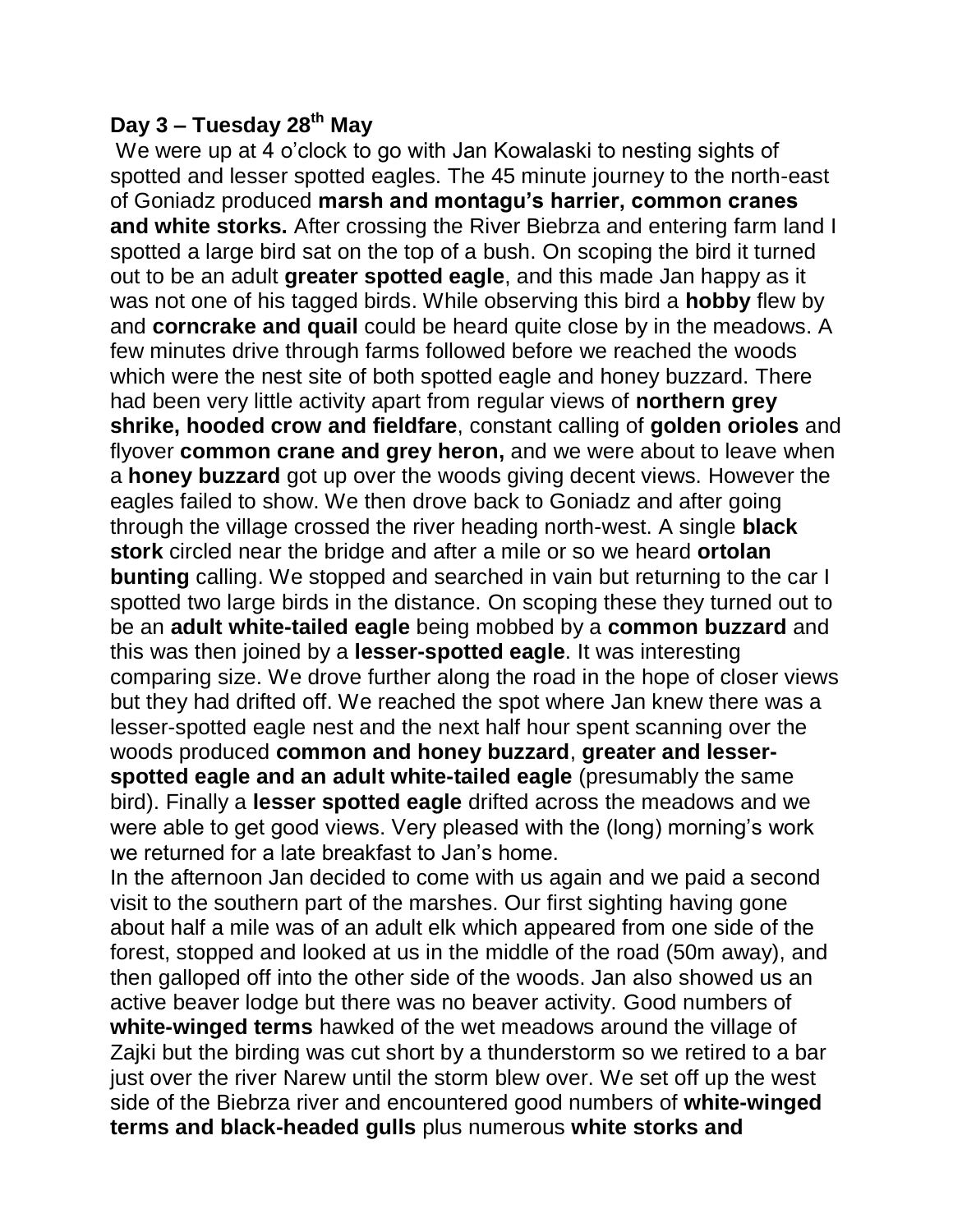**Day 3 – Tuesday 28th May**

We were up at 4 o'clock to go with Jan Kowalaski to nesting sights of spotted and lesser spotted eagles. The 45 minute journey to the north-east of Goniadz produced **marsh and montagu's harrier, common cranes and white storks.** After crossing the River Biebrza and entering farm land I spotted a large bird sat on the top of a bush. On scoping the bird it turned out to be an adult **greater spotted eagle**, and this made Jan happy as it was not one of his tagged birds. While observing this bird a **hobby** flew by and **corncrake and quail** could be heard quite close by in the meadows. A few minutes drive through farms followed before we reached the woods which were the nest site of both spotted eagle and honey buzzard. There had been very little activity apart from regular views of **northern grey shrike, hooded crow and fieldfare**, constant calling of **golden orioles** and flyover **common crane and grey heron,** and we were about to leave when a **honey buzzard** got up over the woods giving decent views. However the eagles failed to show. We then drove back to Goniadz and after going through the village crossed the river heading north-west. A single **black stork** circled near the bridge and after a mile or so we heard **ortolan bunting** calling. We stopped and searched in vain but returning to the car I spotted two large birds in the distance. On scoping these they turned out to be an **adult white-tailed eagle** being mobbed by a **common buzzard** and this was then joined by a **lesser-spotted eagle**. It was interesting comparing size. We drove further along the road in the hope of closer views but they had drifted off. We reached the spot where Jan knew there was a lesser-spotted eagle nest and the next half hour spent scanning over the woods produced **common and honey buzzard**, **greater and lesser-spotted eagle and an adult white-tailed eagle** (presumably the same bird). Finally a **lesser spotted eagle** drifted across the meadows and we were able to get good views. Very pleased with the (long) morning's work we returned for a late breakfast to Jan's home.

In the afternoon Jan decided to come with us again and we paid a second visit to the southern part of the marshes. Our first sighting having gone about half a mile was of an adult elk which appeared from one side of the forest, stopped and looked at us in the middle of the road (50m away), and then galloped off into the other side of the woods. Jan also showed us an active beaver lodge but there was no beaver activity. Good numbers of **white-winged terms** hawked of the wet meadows around the village of Zajki but the birding was cut short by a thunderstorm so we retired to a bar just over the river Narew until the storm blew over. We set off up the west side of the Biebrza river and encountered good numbers of **white-winged terms and black-headed gulls** plus numerous **white storks and**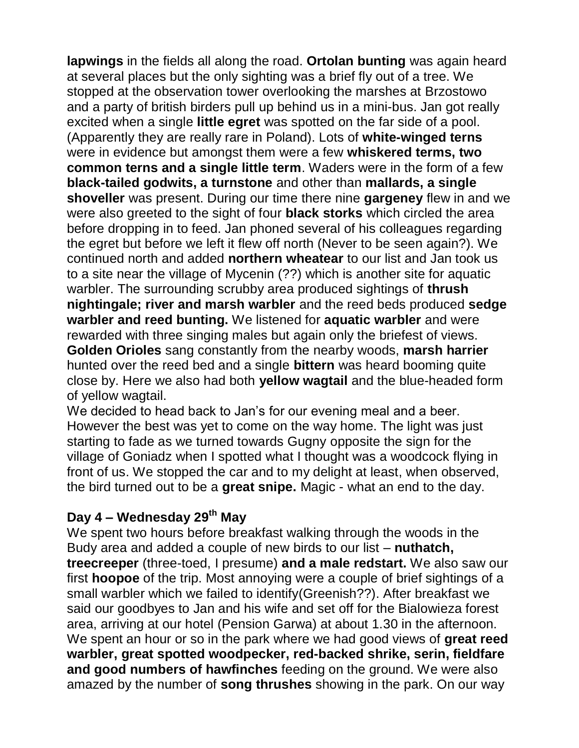**lapwings** in the fields all along the road. **Ortolan bunting** was again heard at several places but the only sighting was a brief fly out of a tree. We stopped at the observation tower overlooking the marshes at Brzostowo and a party of british birders pull up behind us in a mini-bus. Jan got really excited when a single **little egret** was spotted on the far side of a pool. (Apparently they are really rare in Poland). Lots of **white-winged terns** were in evidence but amongst them were a few **whiskered terms, two common terns and a single little term**. Waders were in the form of a few **black-tailed godwits, a turnstone** and other than **mallards, a single shoveller** was present. During our time there nine **gargeney** flew in and we were also greeted to the sight of four **black storks** which circled the area before dropping in to feed. Jan phoned several of his colleagues regarding the egret but before we left it flew off north (Never to be seen again?). We continued north and added **northern wheatear** to our list and Jan took us to a site near the village of Mycenin (??) which is another site for aquatic warbler. The surrounding scrubby area produced sightings of **thrush nightingale; river and marsh warbler** and the reed beds produced **sedge warbler and reed bunting.** We listened for **aquatic warbler** and were rewarded with three singing males but again only the briefest of views. **Golden Orioles** sang constantly from the nearby woods, **marsh harrier** hunted over the reed bed and a single **bittern** was heard booming quite close by. Here we also had both **yellow wagtail** and the blue-headed form of yellow wagtail.

We decided to head back to Jan's for our evening meal and a beer. However the best was yet to come on the way home. The light was just starting to fade as we turned towards Gugny opposite the sign for the village of Goniadz when I spotted what I thought was a woodcock flying in front of us. We stopped the car and to my delight at least, when observed, the bird turned out to be a **great snipe.** Magic - what an end to the day.

## Day 4 – Wednesday 29th May

We spent two hours before breakfast walking through the woods in the Budy area and added a couple of new birds to our list – **nuthatch, treecreeper** (three-toed, I presume) **and a male redstart.** We also saw our first **hoopoe** of the trip. Most annoying were a couple of brief sightings of a small warbler which we failed to identify(Greenish??). After breakfast we said our goodbyes to Jan and his wife and set off for the Bialowieza forest area, arriving at our hotel (Pension Garwa) at about 1.30 in the afternoon. We spent an hour or so in the park where we had good views of **great reed warbler, great spotted woodpecker, red-backed shrike, serin, fieldfare and good numbers of hawfinches** feeding on the ground. We were also amazed by the number of **song thrushes** showing in the park. On our way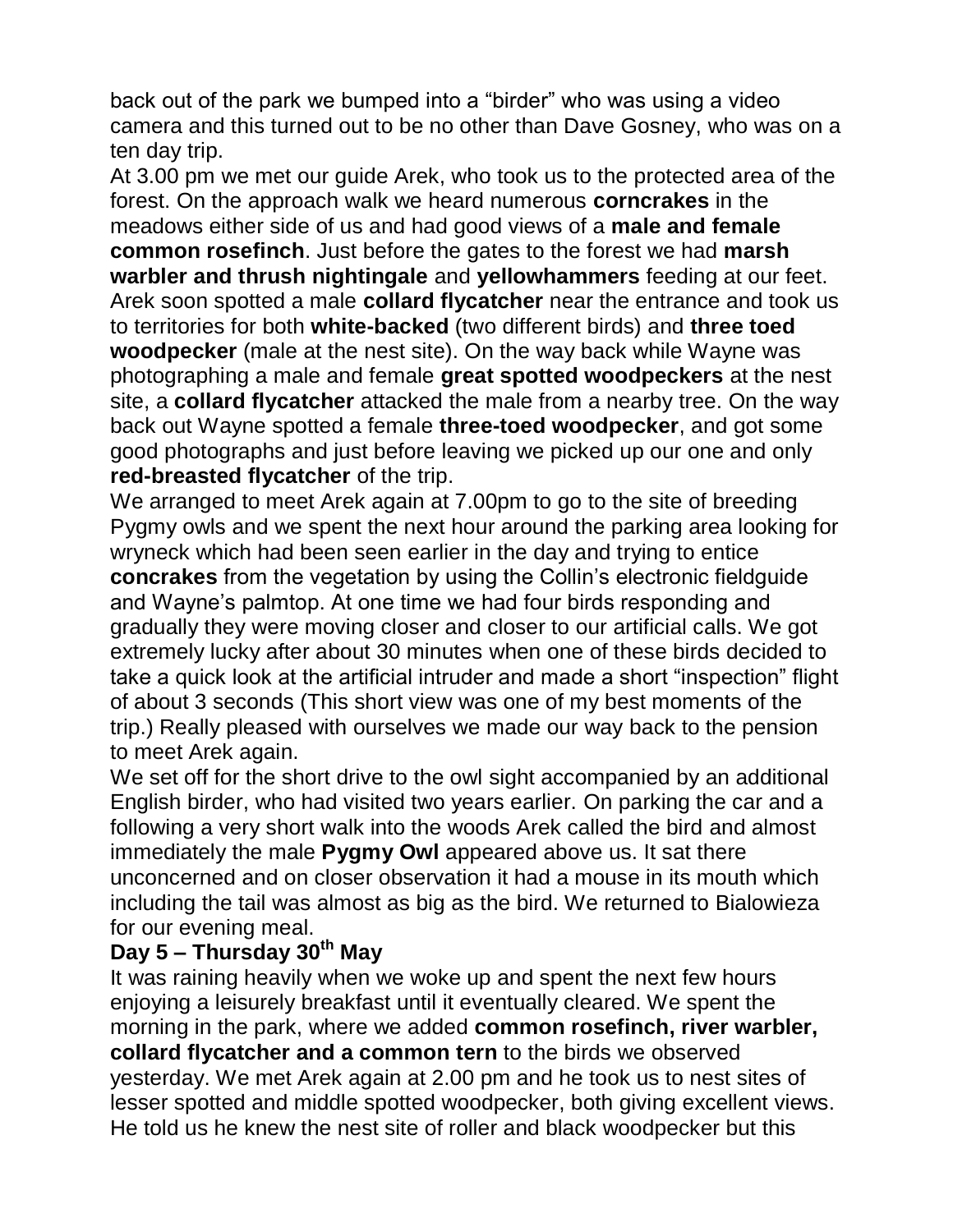back out of the park we bumped into a "birder" who was using a video camera and this turned out to be no other than Dave Gosney, who was on a ten day trip.

At 3.00 pm we met our guide Arek, who took us to the protected area of the forest. On the approach walk we heard numerous **corncrakes** in the meadows either side of us and had good views of a **male and female common rosefinch**. Just before the gates to the forest we had **marsh warbler and thrush nightingale** and **yellowhammers** feeding at our feet. Arek soon spotted a male **collard flycatcher** near the entrance and took us to territories for both **white-backed** (two different birds) and **three toed woodpecker** (male at the nest site). On the way back while Wayne was photographing a male and female **great spotted woodpeckers** at the nest site, a **collard flycatcher** attacked the male from a nearby tree. On the way back out Wayne spotted a female **three-toed woodpecker**, and got some good photographs and just before leaving we picked up our one and only **red-breasted flycatcher** of the trip.

We arranged to meet Arek again at 7.00pm to go to the site of breeding Pygmy owls and we spent the next hour around the parking area looking for wryneck which had been seen earlier in the day and trying to entice **concrakes** from the vegetation by using the Collin's electronic fieldguide and Wayne's palmtop. At one time we had four birds responding and gradually they were moving closer and closer to our artificial calls. We got extremely lucky after about 30 minutes when one of these birds decided to take a quick look at the artificial intruder and made a short "inspection" flight of about 3 seconds (This short view was one of my best moments of the trip.) Really pleased with ourselves we made our way back to the pension to meet Arek again.

We set off for the short drive to the owl sight accompanied by an additional English birder, who had visited two years earlier. On parking the car and a following a very short walk into the woods Arek called the bird and almost immediately the male **Pygmy Owl** appeared above us. It sat there unconcerned and on closer observation it had a mouse in its mouth which including the tail was almost as big as the bird. We returned to Bialowieza for our evening meal.

## Day 5 – Thursday 30th May

It was raining heavily when we woke up and spent the next few hours enjoying a leisurely breakfast until it eventually cleared. We spent the morning in the park, where we added **common rosefinch, river warbler, collard flycatcher and a common tern** to the birds we observed yesterday. We met Arek again at 2.00 pm and he took us to nest sites of lesser spotted and middle spotted woodpecker, both giving excellent views. He told us he knew the nest site of roller and black woodpecker but this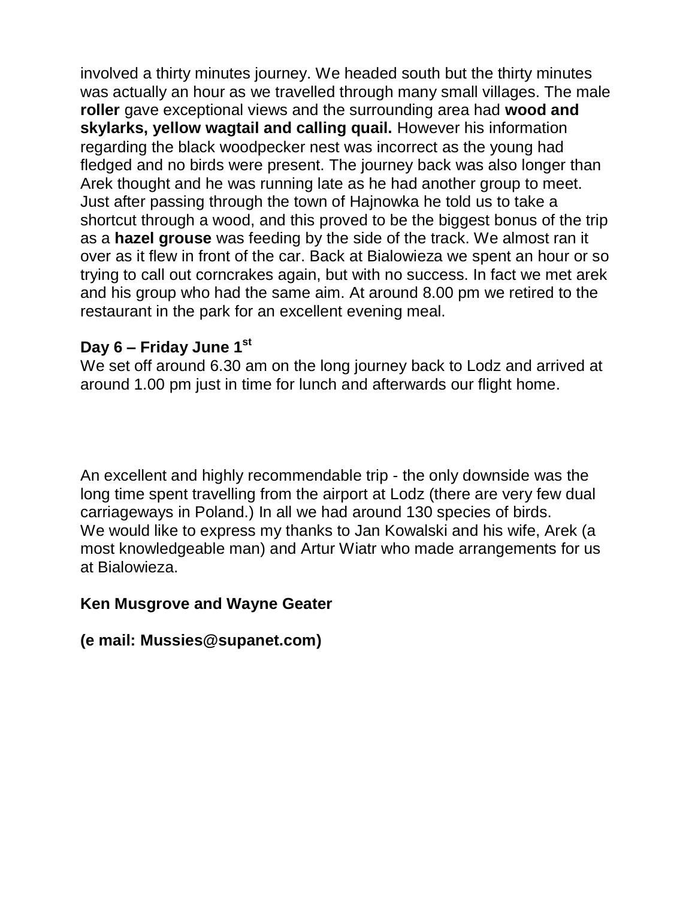involved a thirty minutes journey. We headed south but the thirty minutes was actually an hour as we travelled through many small villages. The male **roller** gave exceptional views and the surrounding area had **wood and skylarks, yellow wagtail and calling quail.** However his information regarding the black woodpecker nest was incorrect as the young had fledged and no birds were present. The journey back was also longer than Arek thought and he was running late as he had another group to meet. Just after passing through the town of Hajnowka he told us to take a shortcut through a wood, and this proved to be the biggest bonus of the trip as a **hazel grouse** was feeding by the side of the track. We almost ran it over as it flew in front of the car. Back at Bialowieza we spent an hour or so trying to call out corncrakes again, but with no success. In fact we met arek and his group who had the same aim. At around 8.00 pm we retired to the restaurant in the park for an excellent evening meal.

**Day 6 – Friday June 1st**

We set off around 6.30 am on the long journey back to Lodz and arrived at around 1.00 pm just in time for lunch and afterwards our flight home.

An excellent and highly recommendable trip - the only downside was the long time spent travelling from the airport at Lodz (there are very few dual carriageways in Poland.) In all we had around 130 species of birds.
We would like to express my thanks to Jan Kowalski and his wife, Arek (a most knowledgeable man) and Artur Wiatr who made arrangements for us at Bialowieza.

**Ken Musgrove and Wayne Geater**

**(e mail: Mussies@supanet.com)**